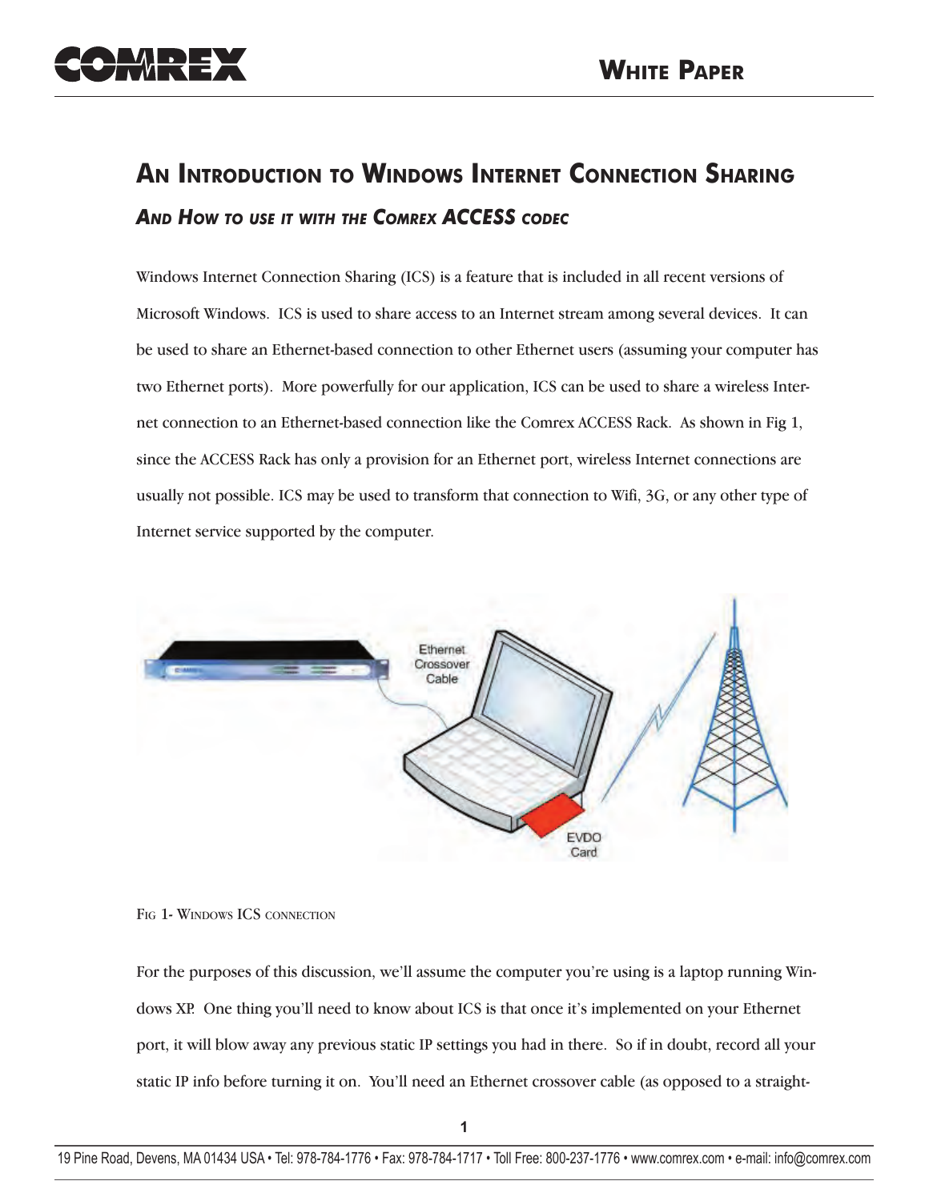# An Introduction to Windows Internet Connection Sharing

## *And How to use it with the Comrex ACCESS codec*

Windows Internet Connection Sharing (ICS) is a feature that is included in all recent versions of Microsoft Windows. ICS is used to share access to an Internet stream among several devices. It can be used to share an Ethernet-based connection to other Ethernet users (assuming your computer has two Ethernet ports). More powerfully for our application, ICS can be used to share a wireless Internet connection to an Ethernet-based connection like the Comrex ACCESS Rack. As shown in Fig 1, since the ACCESS Rack has only a provision for an Ethernet port, wireless Internet connections are usually not possible. ICS may be used to transform that connection to Wifi, 3G, or any other type of Internet service supported by the computer.

Fig 1- Windows ICS connection

For the purposes of this discussion, we'll assume the computer you're using is a laptop running Windows XP. One thing you'll need to know about ICS is that once it's implemented on your Ethernet port, it will blow away any previous static IP settings you had in there. So if in doubt, record all your static IP info before turning it on. You'll need an Ethernet crossover cable (as opposed to a straight-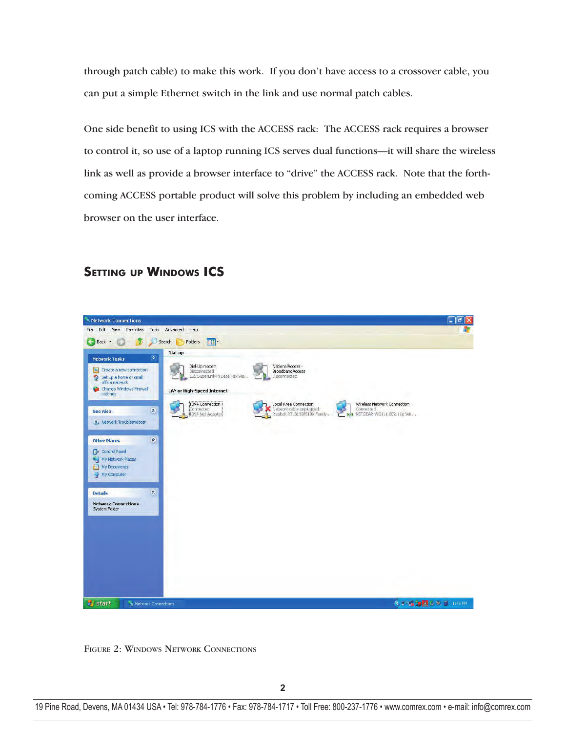through patch cable) to make this work. If you don't have access to a crossover cable, you can put a simple Ethernet switch in the link and use normal patch cables.

One side benefit to using ICS with the ACCESS rack: The ACCESS rack requires a browser to control it, so use of a laptop running ICS serves dual functions—it will share the wireless link as well as provide a browser interface to "drive" the ACCESS rack. Note that the forthcoming ACCESS portable product will solve this problem by including an embedded web browser on the user interface.

## Setting up Windows ICS

Figure 2: Windows Network Connections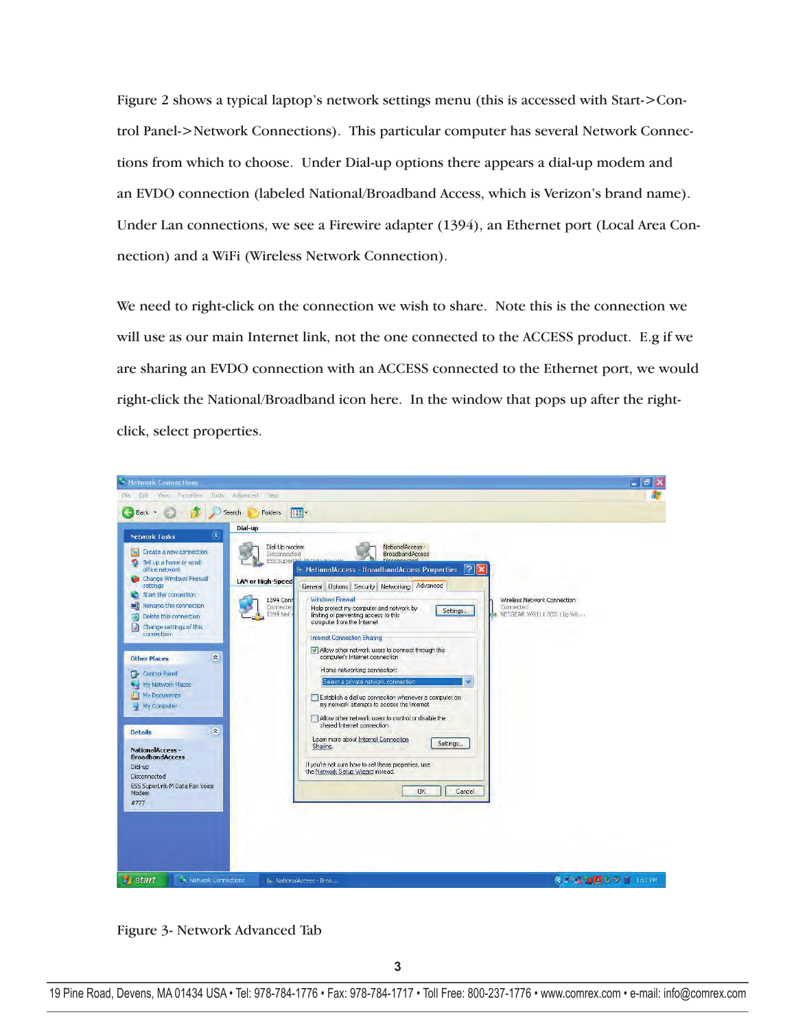Figure 2 shows a typical laptop's network settings menu (this is accessed with Start->Control Panel->Network Connections). This particular computer has several Network Connections from which to choose. Under Dial-up options there appears a dial-up modem and an EVDO connection (labeled National/Broadband Access, which is Verizon's brand name). Under Lan connections, we see a Firewire adapter (1394), an Ethernet port (Local Area Connection) and a WiFi (Wireless Network Connection).

We need to right-click on the connection we wish to share. Note this is the connection we will use as our main Internet link, not the one connected to the ACCESS product. E.g if we are sharing an EVDO connection with an ACCESS connected to the Ethernet port, we would right-click the National/Broadband icon here. In the window that pops up after the right-click, select properties.

Figure 3- Network Advanced Tab

19 Pine Road, Devens, MA 01434 USA • Tel: 978-784-1776 • Fax: 978-784-1717 • Toll Free: 800-237-1776 • www.comrex.com • e-mail: info@comrex.com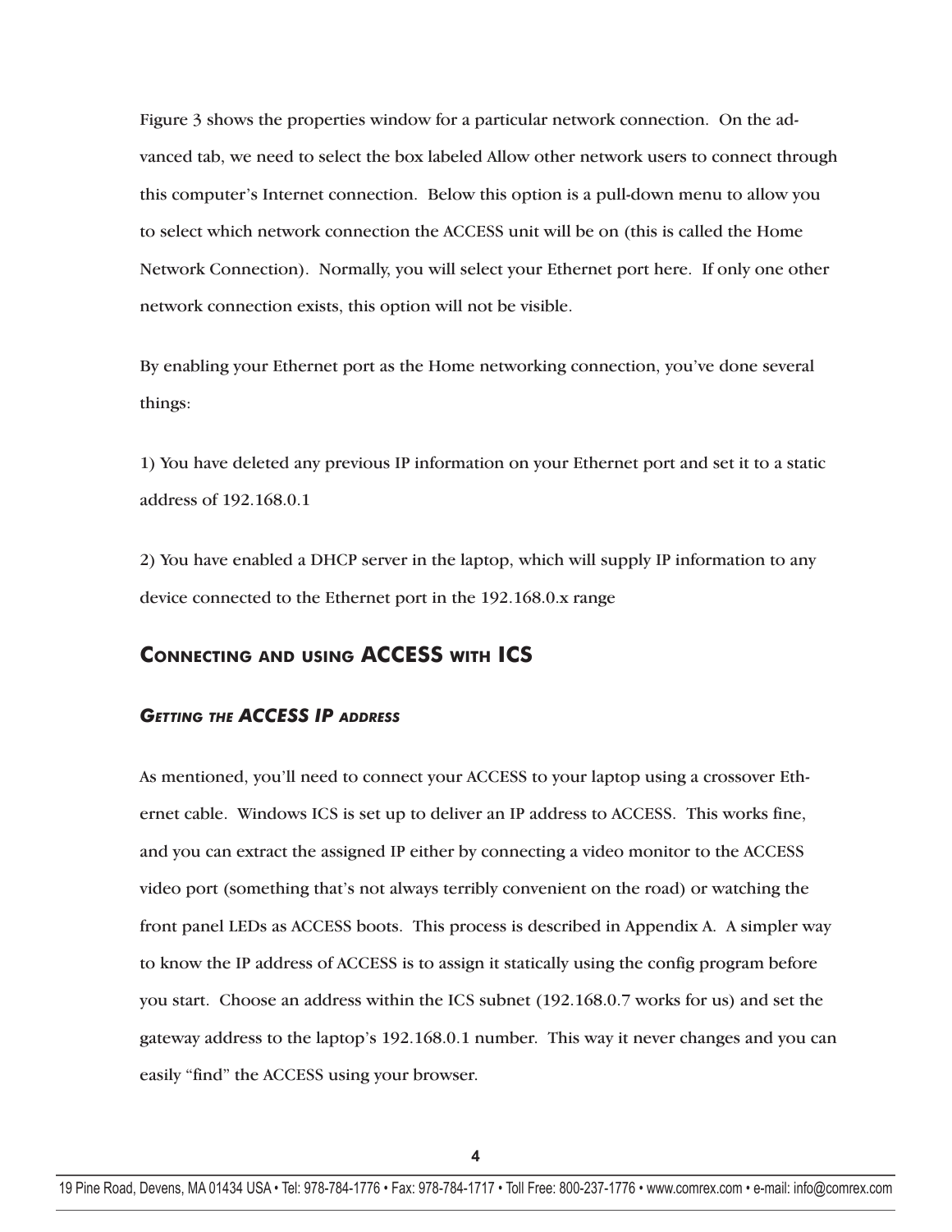Figure 3 shows the properties window for a particular network connection. On the advanced tab, we need to select the box labeled Allow other network users to connect through this computer's Internet connection. Below this option is a pull-down menu to allow you to select which network connection the ACCESS unit will be on (this is called the Home Network Connection). Normally, you will select your Ethernet port here. If only one other network connection exists, this option will not be visible.

By enabling your Ethernet port as the Home networking connection, you've done several things:

1) You have deleted any previous IP information on your Ethernet port and set it to a static address of 192.168.0.1

2) You have enabled a DHCP server in the laptop, which will supply IP information to any device connected to the Ethernet port in the 192.168.0.x range

## Connecting and using ACCESS with ICS

### *Getting the ACCESS IP address*

As mentioned, you'll need to connect your ACCESS to your laptop using a crossover Ethernet cable. Windows ICS is set up to deliver an IP address to ACCESS. This works fine, and you can extract the assigned IP either by connecting a video monitor to the ACCESS video port (something that's not always terribly convenient on the road) or watching the front panel LEDs as ACCESS boots. This process is described in Appendix A. A simpler way to know the IP address of ACCESS is to assign it statically using the config program before you start. Choose an address within the ICS subnet (192.168.0.7 works for us) and set the gateway address to the laptop's 192.168.0.1 number. This way it never changes and you can easily "find" the ACCESS using your browser.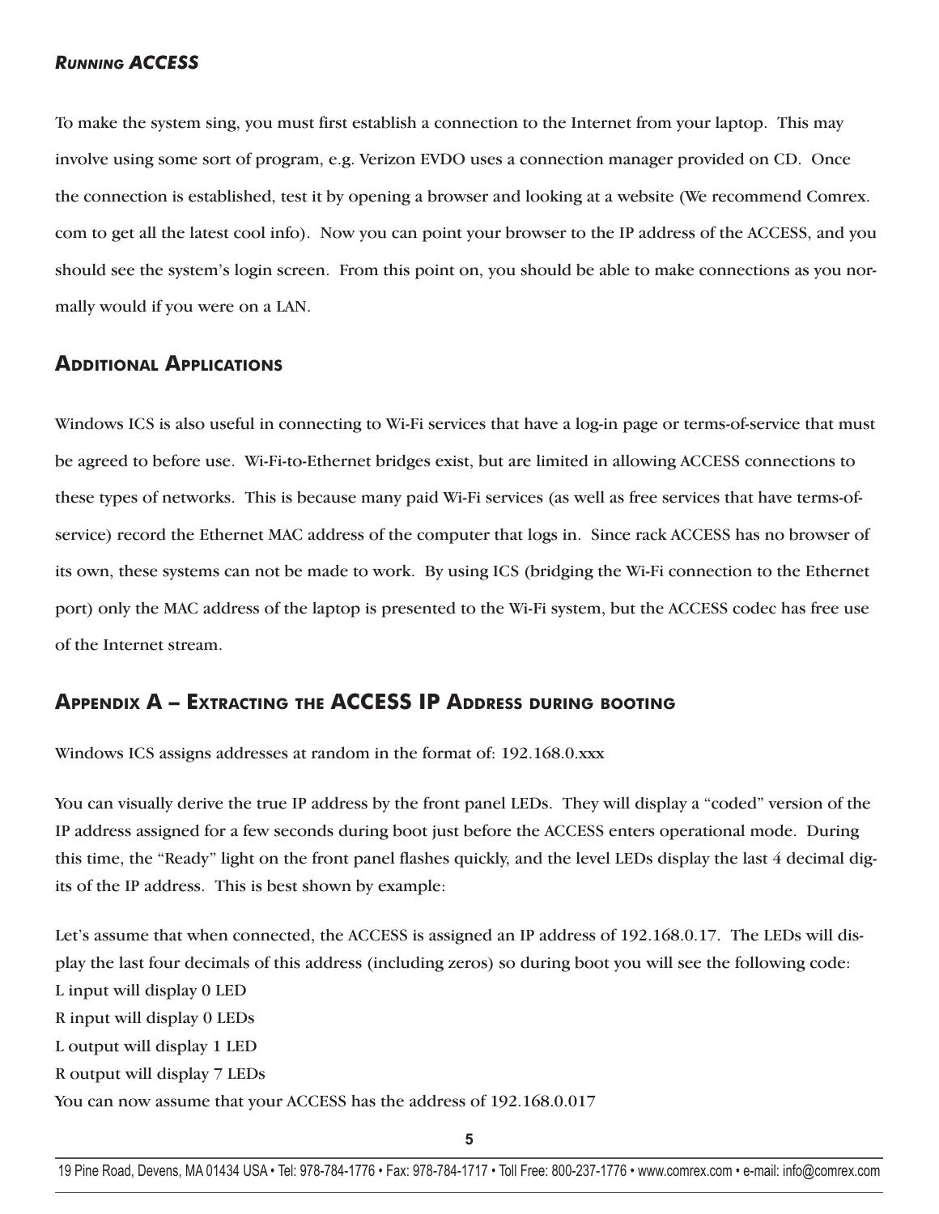### *Running ACCESS*

To make the system sing, you must first establish a connection to the Internet from your laptop. This may involve using some sort of program, e.g. Verizon EVDO uses a connection manager provided on CD. Once the connection is established, test it by opening a browser and looking at a website (We recommend Comrex.com to get all the latest cool info). Now you can point your browser to the IP address of the ACCESS, and you should see the system's login screen. From this point on, you should be able to make connections as you normally would if you were on a LAN.

## Additional Applications

Windows ICS is also useful in connecting to Wi-Fi services that have a log-in page or terms-of-service that must be agreed to before use. Wi-Fi-to-Ethernet bridges exist, but are limited in allowing ACCESS connections to these types of networks. This is because many paid Wi-Fi services (as well as free services that have terms-of-service) record the Ethernet MAC address of the computer that logs in. Since rack ACCESS has no browser of its own, these systems can not be made to work. By using ICS (bridging the Wi-Fi connection to the Ethernet port) only the MAC address of the laptop is presented to the Wi-Fi system, but the ACCESS codec has free use of the Internet stream.

## Appendix A – Extracting the ACCESS IP Address during booting

Windows ICS assigns addresses at random in the format of: 192.168.0.xxx

You can visually derive the true IP address by the front panel LEDs. They will display a "coded" version of the IP address assigned for a few seconds during boot just before the ACCESS enters operational mode. During this time, the "Ready" light on the front panel flashes quickly, and the level LEDs display the last 4 decimal digits of the IP address. This is best shown by example:

Let's assume that when connected, the ACCESS is assigned an IP address of 192.168.0.17. The LEDs will display the last four decimals of this address (including zeros) so during boot you will see the following code:
L input will display 0 LED
R input will display 0 LEDs
L output will display 1 LED
R output will display 7 LEDs
You can now assume that your ACCESS has the address of 192.168.0.017